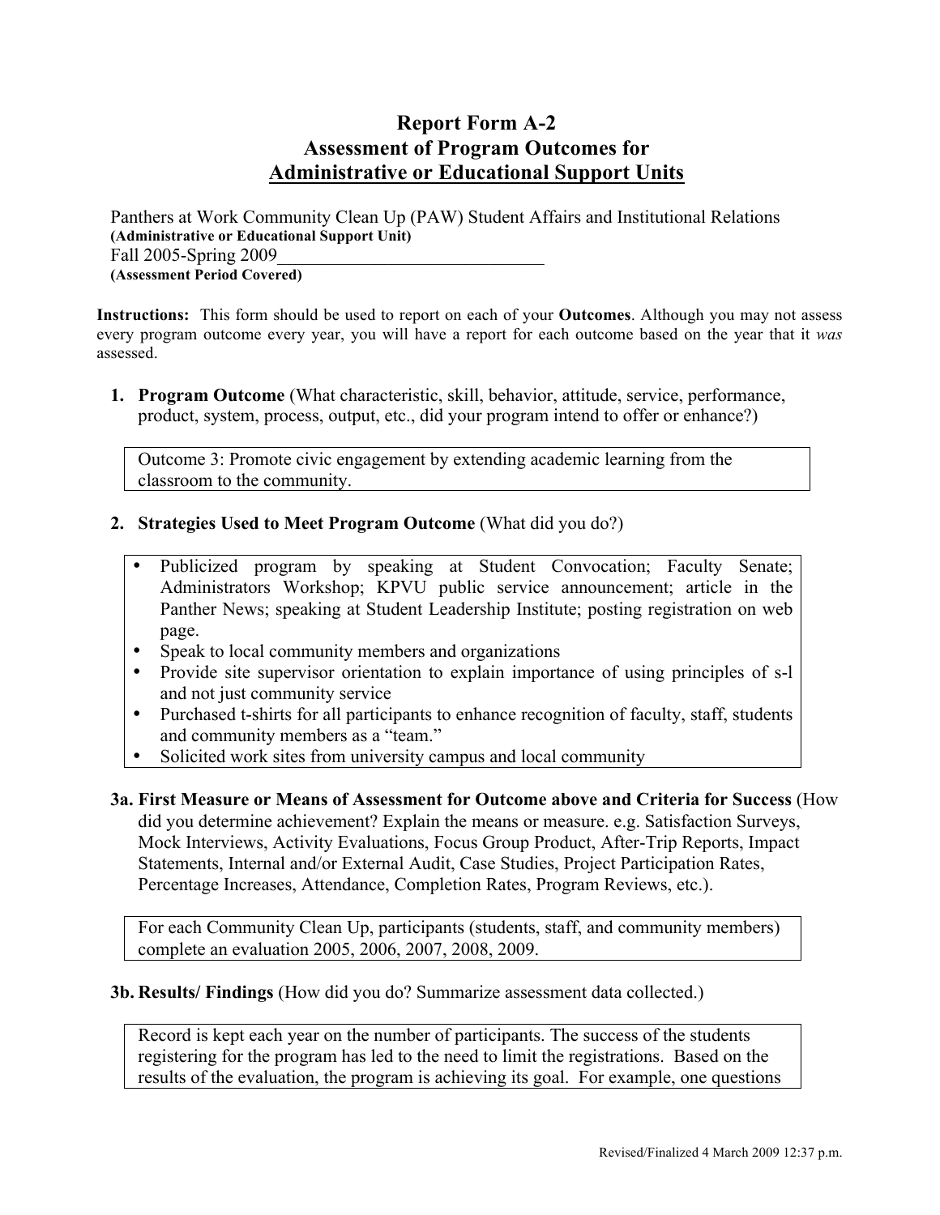# Report Form A-2
## Assessment of Program Outcomes for
## Administrative or Educational Support Units

Panthers at Work Community Clean Up (PAW) Student Affairs and Institutional Relations
**(Administrative or Educational Support Unit)**
Fall 2005-Spring 2009
**(Assessment Period Covered)**

**Instructions:** This form should be used to report on each of your **Outcomes**. Although you may not assess every program outcome every year, you will have a report for each outcome based on the year that it *was* assessed.

1. **Program Outcome** (What characteristic, skill, behavior, attitude, service, performance, product, system, process, output, etc., did your program intend to offer or enhance?)

   Outcome 3: Promote civic engagement by extending academic learning from the classroom to the community.

2. **Strategies Used to Meet Program Outcome** (What did you do?)

   - Publicized program by speaking at Student Convocation; Faculty Senate; Administrators Workshop; KPVU public service announcement; article in the Panther News; speaking at Student Leadership Institute; posting registration on web page.
   - Speak to local community members and organizations
   - Provide site supervisor orientation to explain importance of using principles of s-l and not just community service
   - Purchased t-shirts for all participants to enhance recognition of faculty, staff, students and community members as a "team."
   - Solicited work sites from university campus and local community

**3a. First Measure or Means of Assessment for Outcome above and Criteria for Success** (How did you determine achievement? Explain the means or measure. e.g. Satisfaction Surveys, Mock Interviews, Activity Evaluations, Focus Group Product, After-Trip Reports, Impact Statements, Internal and/or External Audit, Case Studies, Project Participation Rates, Percentage Increases, Attendance, Completion Rates, Program Reviews, etc.).

For each Community Clean Up, participants (students, staff, and community members) complete an evaluation 2005, 2006, 2007, 2008, 2009.

**3b. Results/ Findings** (How did you do? Summarize assessment data collected.)

Record is kept each year on the number of participants. The success of the students registering for the program has led to the need to limit the registrations. Based on the results of the evaluation, the program is achieving its goal. For example, one questions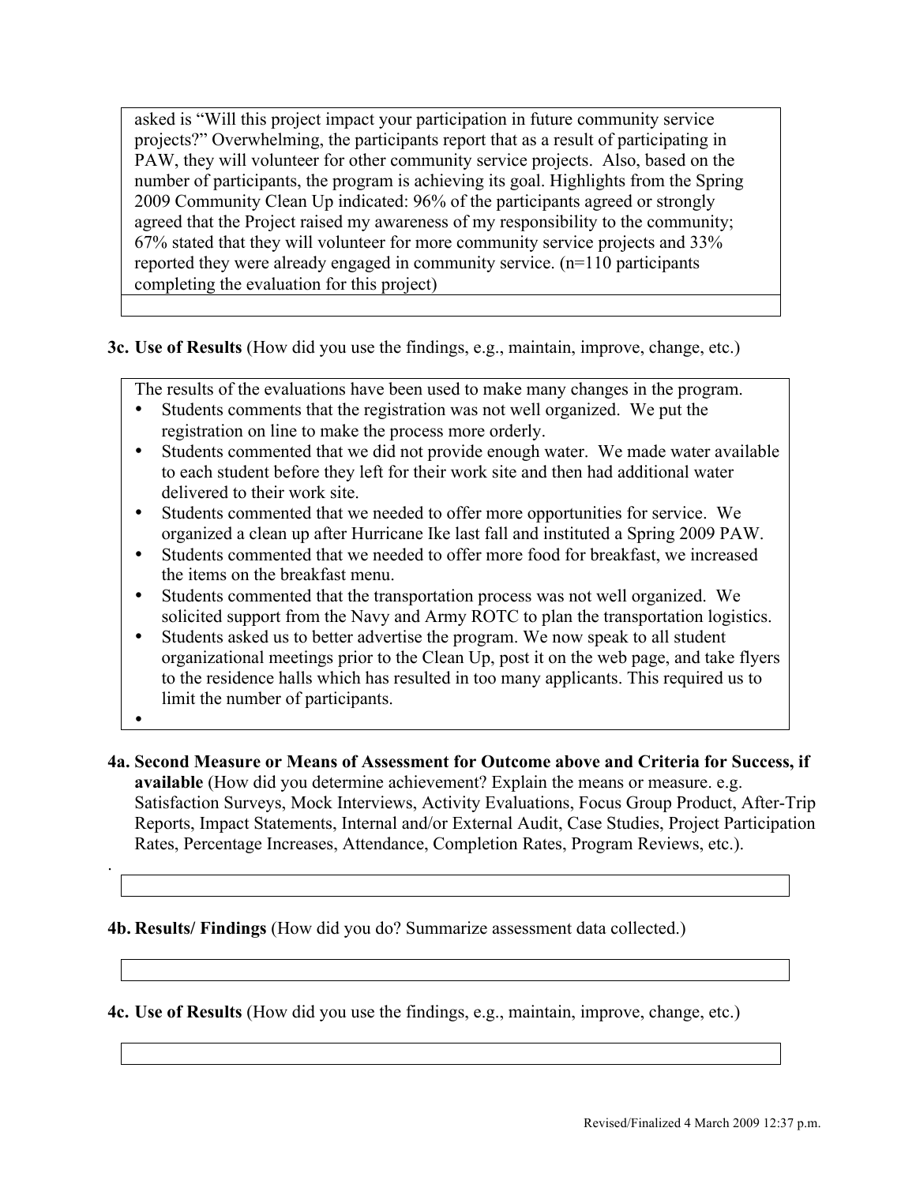asked is "Will this project impact your participation in future community service projects?" Overwhelming, the participants report that as a result of participating in PAW, they will volunteer for other community service projects. Also, based on the number of participants, the program is achieving its goal. Highlights from the Spring 2009 Community Clean Up indicated: 96% of the participants agreed or strongly agreed that the Project raised my awareness of my responsibility to the community; 67% stated that they will volunteer for more community service projects and 33% reported they were already engaged in community service. (n=110 participants completing the evaluation for this project)

**3c. Use of Results** (How did you use the findings, e.g., maintain, improve, change, etc.)

The results of the evaluations have been used to make many changes in the program.

- Students comments that the registration was not well organized. We put the registration on line to make the process more orderly.
- Students commented that we did not provide enough water. We made water available to each student before they left for their work site and then had additional water delivered to their work site.
- Students commented that we needed to offer more opportunities for service. We organized a clean up after Hurricane Ike last fall and instituted a Spring 2009 PAW.
- Students commented that we needed to offer more food for breakfast, we increased the items on the breakfast menu.
- Students commented that the transportation process was not well organized. We solicited support from the Navy and Army ROTC to plan the transportation logistics.
- Students asked us to better advertise the program. We now speak to all student organizational meetings prior to the Clean Up, post it on the web page, and take flyers to the residence halls which has resulted in too many applicants. This required us to limit the number of participants.

**4a. Second Measure or Means of Assessment for Outcome above and Criteria for Success, if available** (How did you determine achievement? Explain the means or measure. e.g. Satisfaction Surveys, Mock Interviews, Activity Evaluations, Focus Group Product, After-Trip Reports, Impact Statements, Internal and/or External Audit, Case Studies, Project Participation Rates, Percentage Increases, Attendance, Completion Rates, Program Reviews, etc.).

**4b. Results/ Findings** (How did you do? Summarize assessment data collected.)

**4c. Use of Results** (How did you use the findings, e.g., maintain, improve, change, etc.)

Revised/Finalized 4 March 2009 12:37 p.m.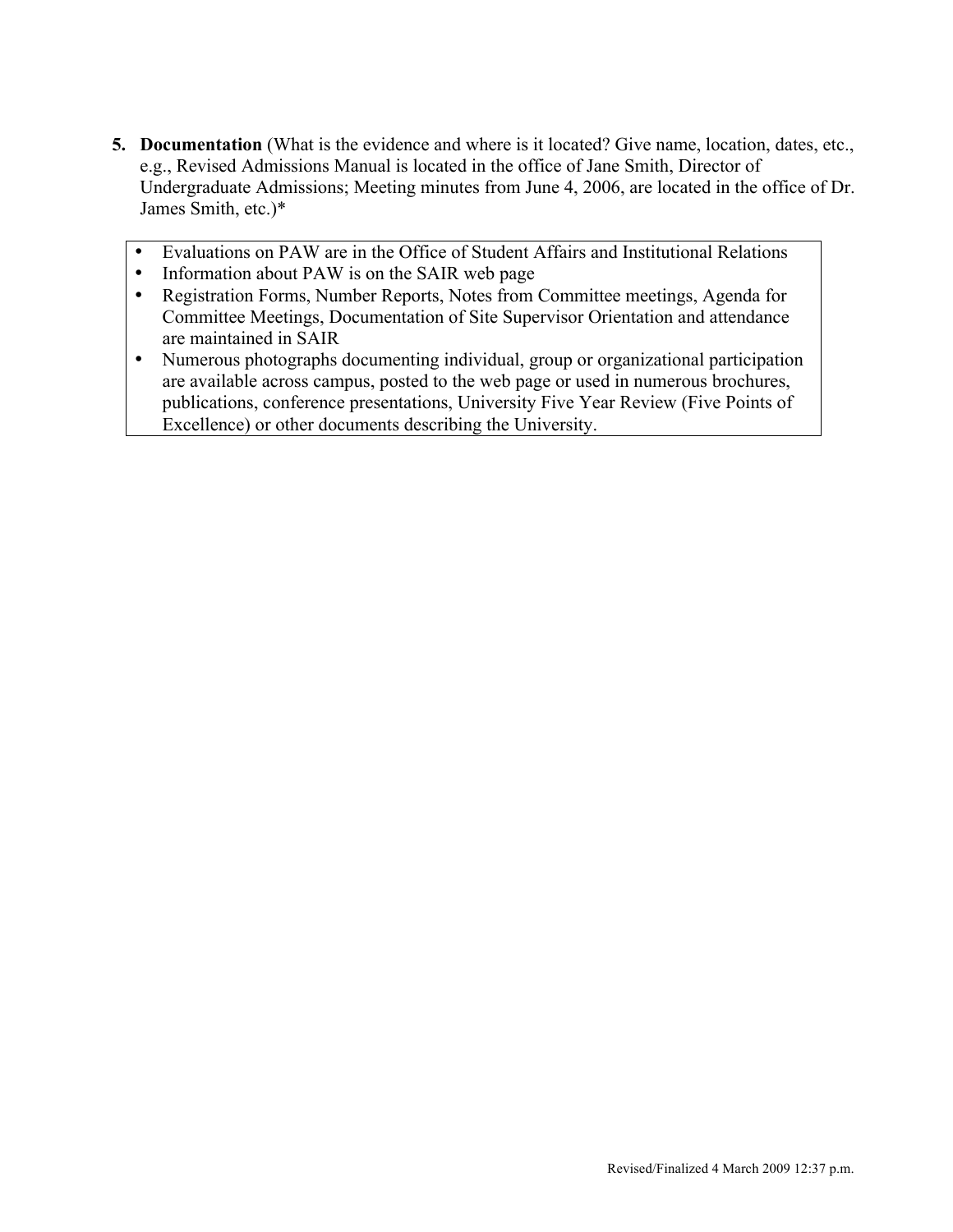5. **Documentation** (What is the evidence and where is it located? Give name, location, dates, etc., e.g., Revised Admissions Manual is located in the office of Jane Smith, Director of Undergraduate Admissions; Meeting minutes from June 4, 2006, are located in the office of Dr. James Smith, etc.)*

- Evaluations on PAW are in the Office of Student Affairs and Institutional Relations
- Information about PAW is on the SAIR web page
- Registration Forms, Number Reports, Notes from Committee meetings, Agenda for Committee Meetings, Documentation of Site Supervisor Orientation and attendance are maintained in SAIR
- Numerous photographs documenting individual, group or organizational participation are available across campus, posted to the web page or used in numerous brochures, publications, conference presentations, University Five Year Review (Five Points of Excellence) or other documents describing the University.

Revised/Finalized 4 March 2009 12:37 p.m.